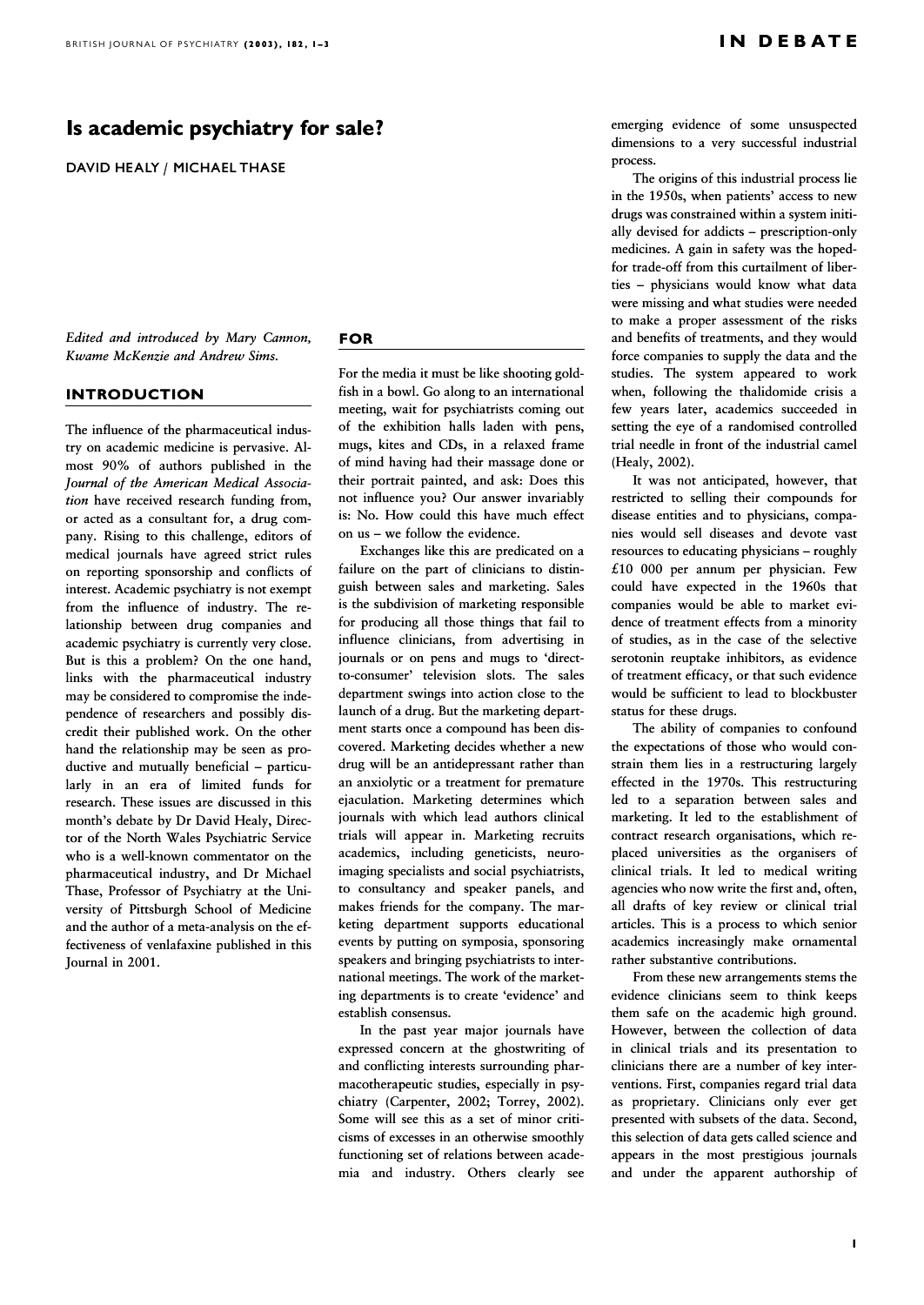# Is academic psychiatry for sale?

DAVID HEALY / MICHAEL THASE

*Edited and introduced by Mary Cannon, Kwame McKenzie and Andrew Sims.*

## INTRODUCTION

The influence of the pharmaceutical industry on academic medicine is pervasive. Almost 90% of authors published in the *Journal of the American Medical Association* have received research funding from, or acted as a consultant for, a drug company. Rising to this challenge, editors of medical journals have agreed strict rules on reporting sponsorship and conflicts of interest. Academic psychiatry is not exempt from the influence of industry. The relationship between drug companies and academic psychiatry is currently very close. But is this a problem? On the one hand, links with the pharmaceutical industry may be considered to compromise the independence of researchers and possibly discredit their published work. On the other hand the relationship may be seen as productive and mutually beneficial – particularly in an era of limited funds for research. These issues are discussed in this month's debate by Dr David Healy, Director of the North Wales Psychiatric Service who is a well-known commentator on the pharmaceutical industry, and Dr Michael Thase, Professor of Psychiatry at the University of Pittsburgh School of Medicine and the author of a meta-analysis on the effectiveness of venlafaxine published in this Journal in 2001.

## FOR

For the media it must be like shooting goldfish in a bowl. Go along to an international meeting, wait for psychiatrists coming out of the exhibition halls laden with pens, mugs, kites and CDs, in a relaxed frame of mind having had their massage done or their portrait painted, and ask: Does this not influence you? Our answer invariably is: No. How could this have much effect on us – we follow the evidence.

Exchanges like this are predicated on a failure on the part of clinicians to distinguish between sales and marketing. Sales is the subdivision of marketing responsible for producing all those things that fail to influence clinicians, from advertising in journals or on pens and mugs to 'direct-to-consumer' television slots. The sales department swings into action close to the launch of a drug. But the marketing department starts once a compound has been discovered. Marketing decides whether a new drug will be an antidepressant rather than an anxiolytic or a treatment for premature ejaculation. Marketing determines which journals with which lead authors clinical trials will appear in. Marketing recruits academics, including geneticists, neuroimaging specialists and social psychiatrists, to consultancy and speaker panels, and makes friends for the company. The marketing department supports educational events by putting on symposia, sponsoring speakers and bringing psychiatrists to international meetings. The work of the marketing departments is to create 'evidence' and establish consensus.

In the past year major journals have expressed concern at the ghostwriting of and conflicting interests surrounding pharmacotherapeutic studies, especially in psychiatry (Carpenter, 2002; Torrey, 2002). Some will see this as a set of minor criticisms of excesses in an otherwise smoothly functioning set of relations between academia and industry. Others clearly see emerging evidence of some unsuspected dimensions to a very successful industrial process.

The origins of this industrial process lie in the 1950s, when patients' access to new drugs was constrained within a system initially devised for addicts – prescription-only medicines. A gain in safety was the hoped-for trade-off from this curtailment of liberties – physicians would know what data were missing and what studies were needed to make a proper assessment of the risks and benefits of treatments, and they would force companies to supply the data and the studies. The system appeared to work when, following the thalidomide crisis a few years later, academics succeeded in setting the eye of a randomised controlled trial needle in front of the industrial camel (Healy, 2002).

It was not anticipated, however, that restricted to selling their compounds for disease entities and to physicians, companies would sell diseases and devote vast resources to educating physicians – roughly £10 000 per annum per physician. Few could have expected in the 1960s that companies would be able to market evidence of treatment effects from a minority of studies, as in the case of the selective serotonin reuptake inhibitors, as evidence of treatment efficacy, or that such evidence would be sufficient to lead to blockbuster status for these drugs.

The ability of companies to confound the expectations of those who would constrain them lies in a restructuring largely effected in the 1970s. This restructuring led to a separation between sales and marketing. It led to the establishment of contract research organisations, which replaced universities as the organisers of clinical trials. It led to medical writing agencies who now write the first and, often, all drafts of key review or clinical trial articles. This is a process to which senior academics increasingly make ornamental rather substantive contributions.

From these new arrangements stems the evidence clinicians seem to think keeps them safe on the academic high ground. However, between the collection of data in clinical trials and its presentation to clinicians there are a number of key interventions. First, companies regard trial data as proprietary. Clinicians only ever get presented with subsets of the data. Second, this selection of data gets called science and appears in the most prestigious journals and under the apparent authorship of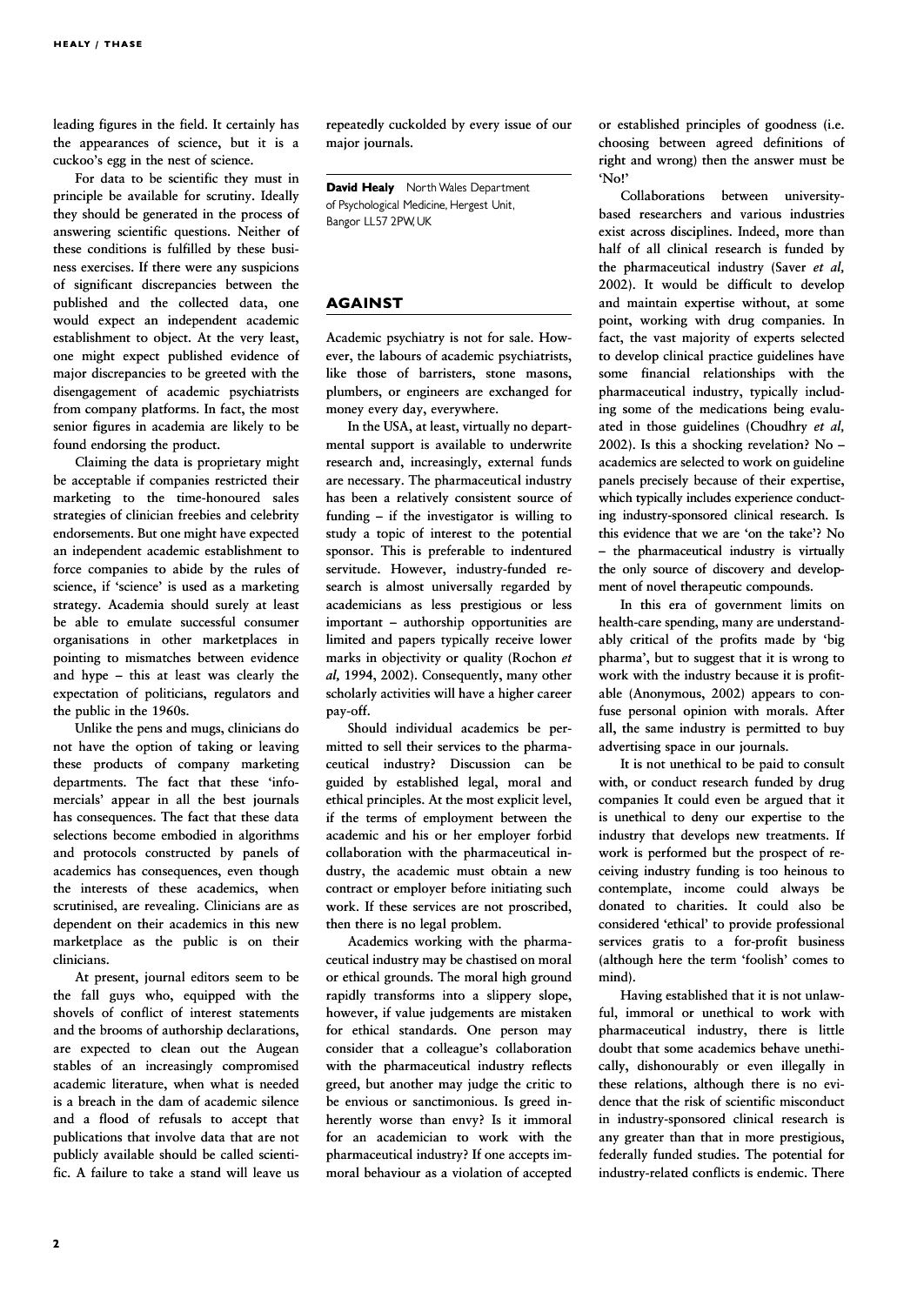leading figures in the field. It certainly has the appearances of science, but it is a cuckoo's egg in the nest of science.

For data to be scientific they must in principle be available for scrutiny. Ideally they should be generated in the process of answering scientific questions. Neither of these conditions is fulfilled by these business exercises. If there were any suspicions of significant discrepancies between the published and the collected data, one would expect an independent academic establishment to object. At the very least, one might expect published evidence of major discrepancies to be greeted with the disengagement of academic psychiatrists from company platforms. In fact, the most senior figures in academia are likely to be found endorsing the product.

Claiming the data is proprietary might be acceptable if companies restricted their marketing to the time-honoured sales strategies of clinician freebies and celebrity endorsements. But one might have expected an independent academic establishment to force companies to abide by the rules of science, if 'science' is used as a marketing strategy. Academia should surely at least be able to emulate successful consumer organisations in other marketplaces in pointing to mismatches between evidence and hype – this at least was clearly the expectation of politicians, regulators and the public in the 1960s.

Unlike the pens and mugs, clinicians do not have the option of taking or leaving these products of company marketing departments. The fact that these 'infomercials' appear in all the best journals has consequences. The fact that these data selections become embodied in algorithms and protocols constructed by panels of academics has consequences, even though the interests of these academics, when scrutinised, are revealing. Clinicians are as dependent on their academics in this new marketplace as the public is on their clinicians.

At present, journal editors seem to be the fall guys who, equipped with the shovels of conflict of interest statements and the brooms of authorship declarations, are expected to clean out the Augean stables of an increasingly compromised academic literature, when what is needed is a breach in the dam of academic silence and a flood of refusals to accept that publications that involve data that are not publicly available should be called scientific. A failure to take a stand will leave us repeatedly cuckolded by every issue of our major journals.

**David Healy** North Wales Department of Psychological Medicine, Hergest Unit, Bangor LL57 2PW, UK

## AGAINST

Academic psychiatry is not for sale. However, the labours of academic psychiatrists, like those of barristers, stone masons, plumbers, or engineers are exchanged for money every day, everywhere.

In the USA, at least, virtually no departmental support is available to underwrite research and, increasingly, external funds are necessary. The pharmaceutical industry has been a relatively consistent source of funding – if the investigator is willing to study a topic of interest to the potential sponsor. This is preferable to indentured servitude. However, industry-funded research is almost universally regarded by academicians as less prestigious or less important – authorship opportunities are limited and papers typically receive lower marks in objectivity or quality (Rochon *et al*, 1994, 2002). Consequently, many other scholarly activities will have a higher career pay-off.

Should individual academics be permitted to sell their services to the pharmaceutical industry? Discussion can be guided by established legal, moral and ethical principles. At the most explicit level, if the terms of employment between the academic and his or her employer forbid collaboration with the pharmaceutical industry, the academic must obtain a new contract or employer before initiating such work. If these services are not proscribed, then there is no legal problem.

Academics working with the pharmaceutical industry may be chastised on moral or ethical grounds. The moral high ground rapidly transforms into a slippery slope, however, if value judgements are mistaken for ethical standards. One person may consider that a colleague's collaboration with the pharmaceutical industry reflects greed, but another may judge the critic to be envious or sanctimonious. Is greed inherently worse than envy? Is it immoral for an academician to work with the pharmaceutical industry? If one accepts immoral behaviour as a violation of accepted or established principles of goodness (i.e. choosing between agreed definitions of right and wrong) then the answer must be 'No!'

Collaborations between university-based researchers and various industries exist across disciplines. Indeed, more than half of all clinical research is funded by the pharmaceutical industry (Saver *et al*, 2002). It would be difficult to develop and maintain expertise without, at some point, working with drug companies. In fact, the vast majority of experts selected to develop clinical practice guidelines have some financial relationships with the pharmaceutical industry, typically including some of the medications being evaluated in those guidelines (Choudhry *et al*, 2002). Is this a shocking revelation? No – academics are selected to work on guideline panels precisely because of their expertise, which typically includes experience conducting industry-sponsored clinical research. Is this evidence that we are 'on the take'? No – the pharmaceutical industry is virtually the only source of discovery and development of novel therapeutic compounds.

In this era of government limits on health-care spending, many are understandably critical of the profits made by 'big pharma', but to suggest that it is wrong to work with the industry because it is profitable (Anonymous, 2002) appears to confuse personal opinion with morals. After all, the same industry is permitted to buy advertising space in our journals.

It is not unethical to be paid to consult with, or conduct research funded by drug companies It could even be argued that it is unethical to deny our expertise to the industry that develops new treatments. If work is performed but the prospect of receiving industry funding is too heinous to contemplate, income could always be donated to charities. It could also be considered 'ethical' to provide professional services gratis to a for-profit business (although here the term 'foolish' comes to mind).

Having established that it is not unlawful, immoral or unethical to work with pharmaceutical industry, there is little doubt that some academics behave unethically, dishonourably or even illegally in these relations, although there is no evidence that the risk of scientific misconduct in industry-sponsored clinical research is any greater than that in more prestigious, federally funded studies. The potential for industry-related conflicts is endemic. There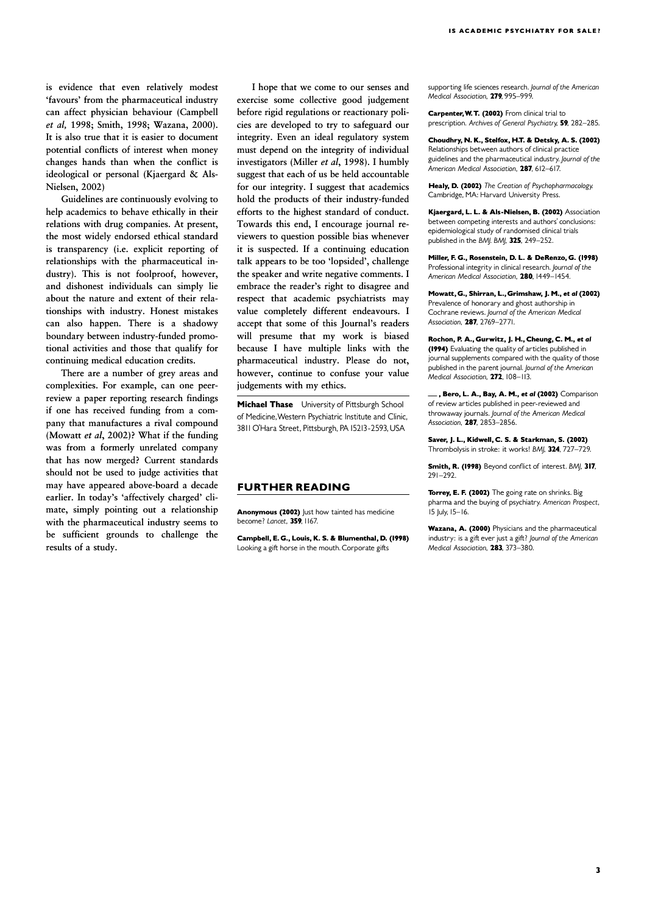is evidence that even relatively modest 'favours' from the pharmaceutical industry can affect physician behaviour (Campbell *et al*, 1998; Smith, 1998; Wazana, 2000). It is also true that it is easier to document potential conflicts of interest when money changes hands than when the conflict is ideological or personal (Kjaergard & Als-Nielsen, 2002)

Guidelines are continuously evolving to help academics to behave ethically in their relations with drug companies. At present, the most widely endorsed ethical standard is transparency (i.e. explicit reporting of relationships with the pharmaceutical industry). This is not foolproof, however, and dishonest individuals can simply lie about the nature and extent of their relationships with industry. Honest mistakes can also happen. There is a shadowy boundary between industry-funded promotional activities and those that qualify for continuing medical education credits.

There are a number of grey areas and complexities. For example, can one peer-review a paper reporting research findings if one has received funding from a company that manufactures a rival compound (Mowatt *et al*, 2002)? What if the funding was from a formerly unrelated company that has now merged? Current standards should not be used to judge activities that may have appeared above-board a decade earlier. In today's 'affectively charged' climate, simply pointing out a relationship with the pharmaceutical industry seems to be sufficient grounds to challenge the results of a study.

I hope that we come to our senses and exercise some collective good judgement before rigid regulations or reactionary policies are developed to try to safeguard our integrity. Even an ideal regulatory system must depend on the integrity of individual investigators (Miller *et al*, 1998). I humbly suggest that each of us be held accountable for our integrity. I suggest that academics hold the products of their industry-funded efforts to the highest standard of conduct. Towards this end, I encourage journal reviewers to question possible bias whenever it is suspected. If a continuing education talk appears to be too 'lopsided', challenge the speaker and write negative comments. I embrace the reader's right to disagree and respect that academic psychiatrists may value completely different endeavours. I accept that some of this Journal's readers will presume that my work is biased because I have multiple links with the pharmaceutical industry. Please do not, however, continue to confuse your value judgements with my ethics.

**Michael Thase** University of Pittsburgh School of Medicine, Western Psychiatric Institute and Clinic, 3811 O'Hara Street, Pittsburgh, PA 15213-2593, USA

## FURTHER READING

**Anonymous (2002)** Just how tainted has medicine become? *Lancet*, **359**, 1167.

**Campbell, E. G., Louis, K. S. & Blumenthal, D. (1998)** Looking a gift horse in the mouth. Corporate gifts supporting life sciences research. *Journal of the American Medical Association*, **279**, 995–999.

**Carpenter, W. T. (2002)** From clinical trial to prescription. *Archives of General Psychiatry*, **59**, 282–285.

**Choudhry, N. K., Stelfox, H.T. & Detsky, A. S. (2002)** Relationships between authors of clinical practice guidelines and the pharmaceutical industry. *Journal of the American Medical Association*, **287**, 612–617.

**Healy, D. (2002)** *The Creation of Psychopharmacology*. Cambridge, MA: Harvard University Press.

**Kjaergard, L. L. & Als-Nielsen, B. (2002)** Association between competing interests and authors' conclusions: epidemiological study of randomised clinical trials published in the *BMJ*. *BMJ*, **325**, 249–252.

**Miller, F. G., Rosenstein, D. L. & DeRenzo, G. (1998)** Professional integrity in clinical research. *Journal of the American Medical Association*, **280**, 1449–1454.

**Mowatt, G., Shirran, L., Grimshaw, J. M., *et al* (2002)** Prevalence of honorary and ghost authorship in Cochrane reviews. *Journal of the American Medical Association*, **287**, 2769–2771.

**Rochon, P. A., Gurwitz, J. H., Cheung, C. M., *et al* (1994)** Evaluating the quality of articles published in journal supplements compared with the quality of those published in the parent journal. *Journal of the American Medical Association*, **272**, 108–113.

**—, Bero, L. A., Bay, A. M., *et al* (2002)** Comparison of review articles published in peer-reviewed and throwaway journals. *Journal of the American Medical Association*, **287**, 2853–2856.

**Saver, J. L., Kidwell, C. S. & Starkman, S. (2002)** Thrombolysis in stroke: it works! *BMJ*, **324**, 727–729.

**Smith, R. (1998)** Beyond conflict of interest. *BMJ*, **317**, 291–292.

**Torrey, E. F. (2002)** The going rate on shrinks. Big pharma and the buying of psychiatry. *American Prospect*, 15 July, 15–16.

**Wazana, A. (2000)** Physicians and the pharmaceutical industry: is a gift ever just a gift? *Journal of the American Medical Association*, **283**, 373–380.